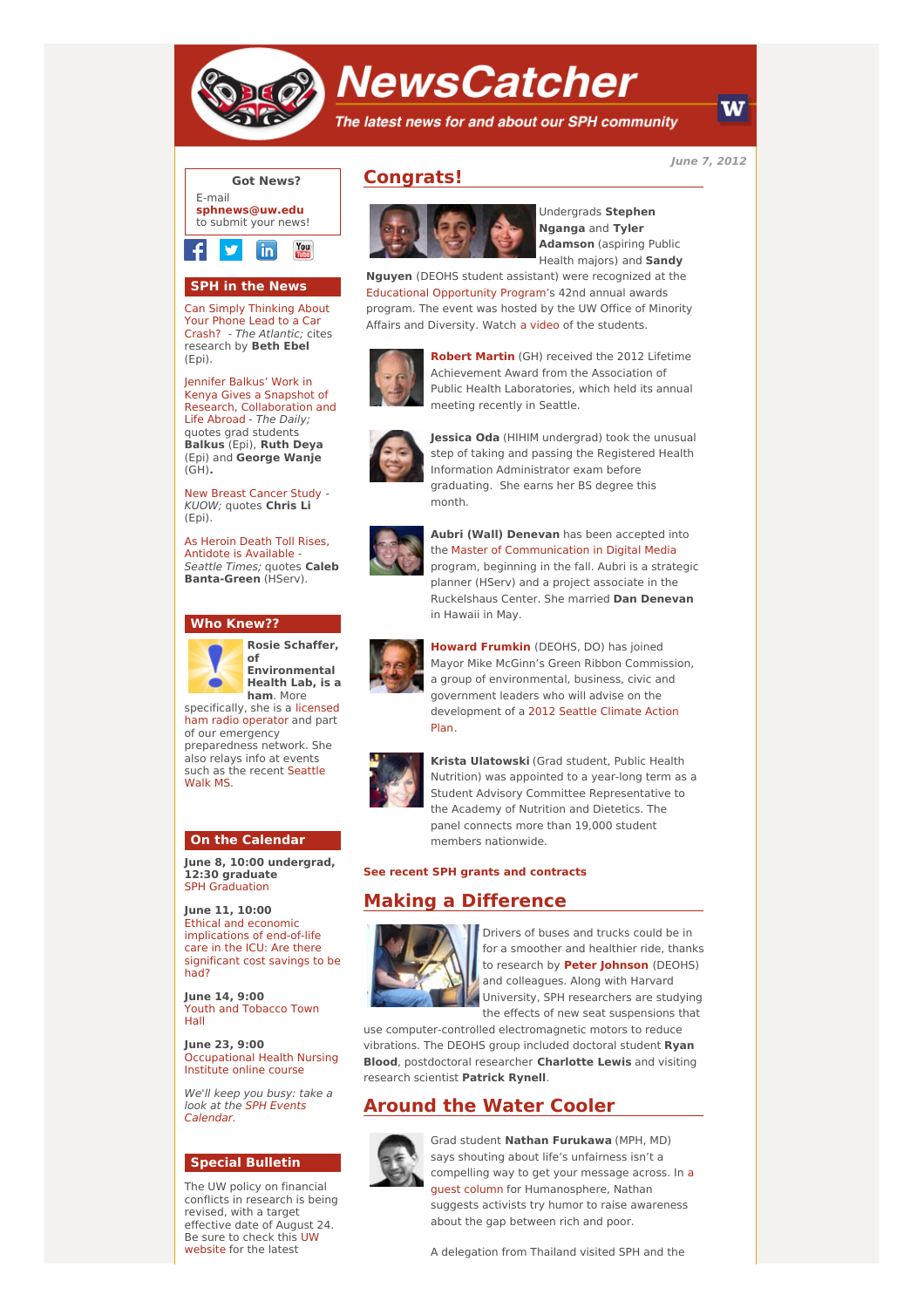# NewsCatcher

*The latest news for and about our SPH community*

*June 7, 2012*

## Congrats!

Undergrads **Stephen Nganga** and **Tyler Adamson** (aspiring Public Health majors) and **Sandy Nguyen** (DEOHS student assistant) were recognized at the Educational Opportunity Program's 42nd annual awards program. The event was hosted by the UW Office of Minority Affairs and Diversity. Watch a video of the students.

**Robert Martin** (GH) received the 2012 Lifetime Achievement Award from the Association of Public Health Laboratories, which held its annual meeting recently in Seattle.

**Jessica Oda** (HIHIM undergrad) took the unusual step of taking and passing the Registered Health Information Administrator exam before graduating. She earns her BS degree this month.

**Aubri (Wall) Denevan** has been accepted into the Master of Communication in Digital Media program, beginning in the fall. Aubri is a strategic planner (HServ) and a project associate in the Ruckelshaus Center. She married **Dan Denevan** in Hawaii in May.

**Howard Frumkin** (DEOHS, DO) has joined Mayor Mike McGinn's Green Ribbon Commission, a group of environmental, business, civic and government leaders who will advise on the development of a 2012 Seattle Climate Action Plan.

**Krista Ulatowski** (Grad student, Public Health Nutrition) was appointed to a year-long term as a Student Advisory Committee Representative to the Academy of Nutrition and Dietetics. The panel connects more than 19,000 student members nationwide.

**See recent SPH grants and contracts**

## Making a Difference

Drivers of buses and trucks could be in for a smoother and healthier ride, thanks to research by **Peter Johnson** (DEOHS) and colleagues. Along with Harvard University, SPH researchers are studying the effects of new seat suspensions that use computer-controlled electromagnetic motors to reduce vibrations. The DEOHS group included doctoral student **Ryan Blood**, postdoctoral researcher **Charlotte Lewis** and visiting research scientist **Patrick Rynell**.

## Around the Water Cooler

Grad student **Nathan Furukawa** (MPH, MD) says shouting about life's unfairness isn't a compelling way to get your message across. In a guest column for Humanosphere, Nathan suggests activists try humor to raise awareness about the gap between rich and poor.

A delegation from Thailand visited SPH and the

---

### Got News?

E-mail **sphnews@uw.edu** to submit your news!

### SPH in the News

Can Simply Thinking About Your Phone Lead to a Car Crash? - *The Atlantic;* cites research by **Beth Ebel** (Epi).

Jennifer Balkus' Work in Kenya Gives a Snapshot of Research, Collaboration and Life Abroad - *The Daily;* quotes grad students **Balkus** (Epi), **Ruth Deya** (Epi) and **George Wanje** (GH).

New Breast Cancer Study - *KUOW;* quotes **Chris Li** (Epi).

As Heroin Death Toll Rises, Antidote is Available - *Seattle Times;* quotes **Caleb Banta-Green** (HServ).

### Who Knew??

**Rosie Schaffer, of Environmental Health Lab, is a ham**. More specifically, she is a licensed ham radio operator and part of our emergency preparedness network. She also relays info at events such as the recent Seattle Walk MS.

### On the Calendar

**June 8, 10:00 undergrad, 12:30 graduate**
SPH Graduation

**June 11, 10:00**
Ethical and economic implications of end-of-life care in the ICU: Are there significant cost savings to be had?

**June 14, 9:00**
Youth and Tobacco Town Hall

**June 23, 9:00**
Occupational Health Nursing Institute online course

*We'll keep you busy: take a look at the SPH Events Calendar.*

### Special Bulletin

The UW policy on financial conflicts in research is being revised, with a target effective date of August 24. Be sure to check this UW website for the latest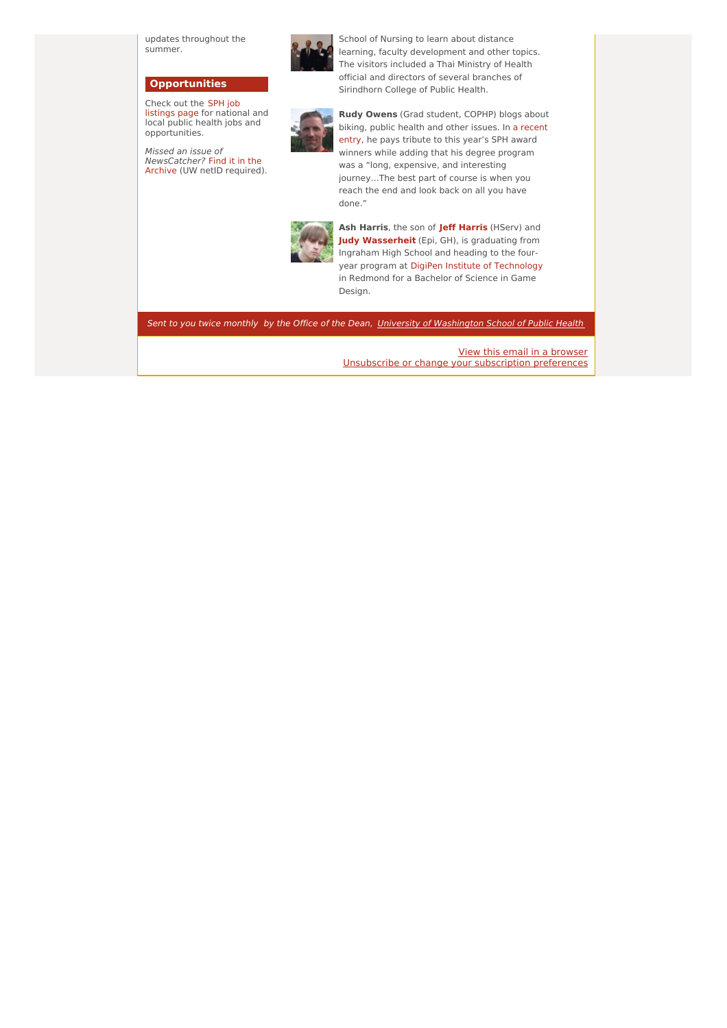updates throughout the summer.

## Opportunities

Check out the SPH job listings page for national and local public health jobs and opportunities.

*Missed an issue of NewsCatcher?* Find it in the Archive (UW netID required).

School of Nursing to learn about distance learning, faculty development and other topics. The visitors included a Thai Ministry of Health official and directors of several branches of Sirindhorn College of Public Health.

**Rudy Owens** (Grad student, COPHP) blogs about biking, public health and other issues. In a recent entry, he pays tribute to this year's SPH award winners while adding that his degree program was a "long, expensive, and interesting journey…The best part of course is when you reach the end and look back on all you have done."

**Ash Harris**, the son of **Jeff Harris** (HServ) and **Judy Wasserheit** (Epi, GH), is graduating from Ingraham High School and heading to the four-year program at DigiPen Institute of Technology in Redmond for a Bachelor of Science in Game Design.

*Sent to you twice monthly by the Office of the Dean, University of Washington School of Public Health*

View this email in a browser
Unsubscribe or change your subscription preferences